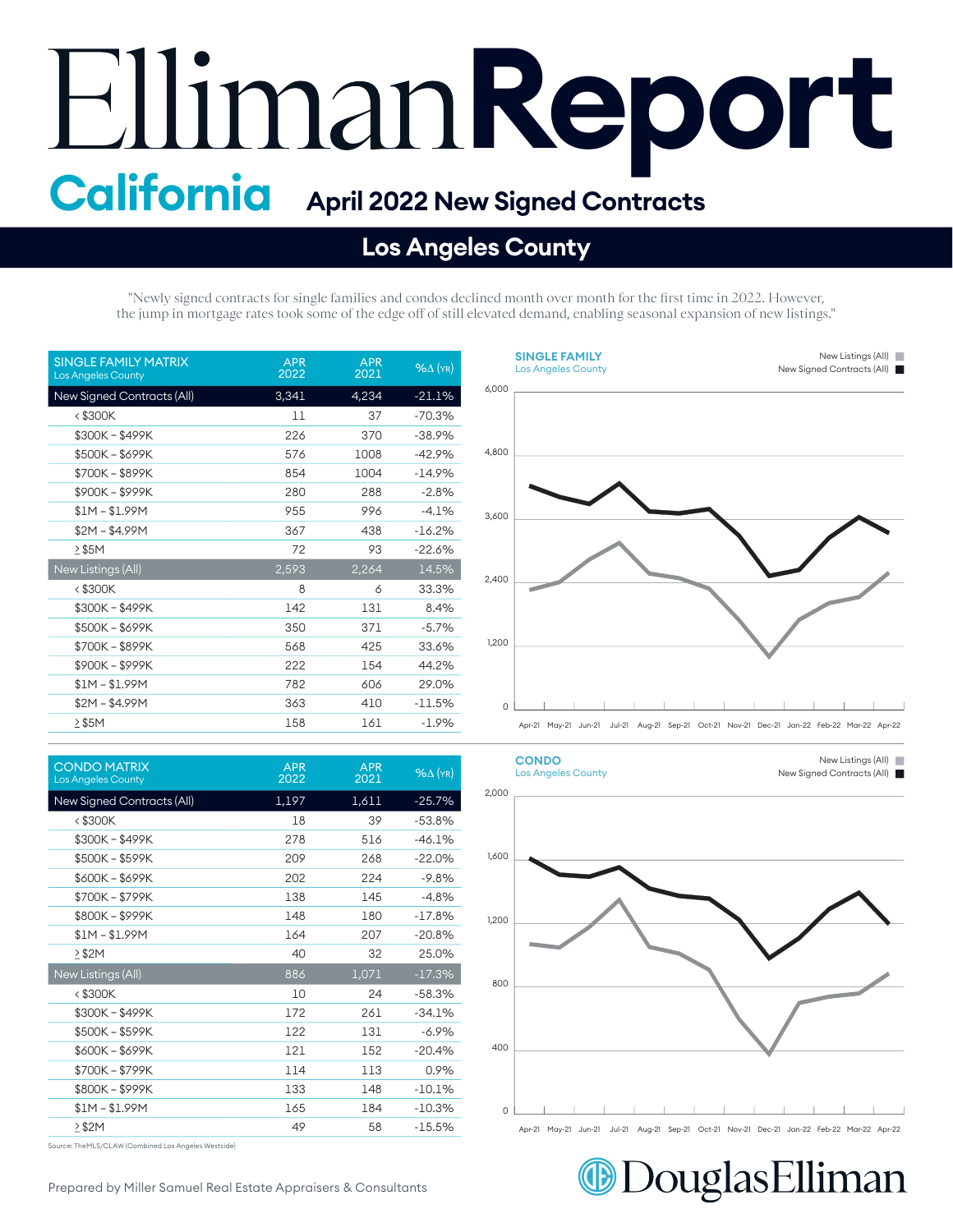# Elliman Report

## California — April 2022 New Signed Contracts

## Los Angeles County

"Newly signed contracts for single families and condos declined month over month for the first time in 2022. However, the jump in mortgage rates took some of the edge off of still elevated demand, enabling seasonal expansion of new listings."

| SINGLE FAMILY MATRIX Los Angeles County | APR 2022 | APR 2021 | %Δ (YR) |
|---|---|---|---|
| New Signed Contracts (All) | 3,341 | 4,234 | -21.1% |
| < $300K | 11 | 37 | -70.3% |
| $300K – $499K | 226 | 370 | -38.9% |
| $500K – $699K | 576 | 1008 | -42.9% |
| $700K – $899K | 854 | 1004 | -14.9% |
| $900K – $999K | 280 | 288 | -2.8% |
| $1M – $1.99M | 955 | 996 | -4.1% |
| $2M – $4.99M | 367 | 438 | -16.2% |
| ≥ $5M | 72 | 93 | -22.6% |
| New Listings (All) | 2,593 | 2,264 | 14.5% |
| < $300K | 8 | 6 | 33.3% |
| $300K – $499K | 142 | 131 | 8.4% |
| $500K – $699K | 350 | 371 | -5.7% |
| $700K – $899K | 568 | 425 | 33.6% |
| $900K – $999K | 222 | 154 | 44.2% |
| $1M – $1.99M | 782 | 606 | 29.0% |
| $2M – $4.99M | 363 | 410 | -11.5% |
| ≥ $5M | 158 | 161 | -1.9% |

**SINGLE FAMILY** Los Angeles County — New Listings (All), New Signed Contracts (All)

| CONDO MATRIX Los Angeles County | APR 2022 | APR 2021 | %Δ (YR) |
|---|---|---|---|
| New Signed Contracts (All) | 1,197 | 1,611 | -25.7% |
| < $300K | 18 | 39 | -53.8% |
| $300K – $499K | 278 | 516 | -46.1% |
| $500K – $599K | 209 | 268 | -22.0% |
| $600K – $699K | 202 | 224 | -9.8% |
| $700K – $799K | 138 | 145 | -4.8% |
| $800K – $999K | 148 | 180 | -17.8% |
| $1M – $1.99M | 164 | 207 | -20.8% |
| ≥ $2M | 40 | 32 | 25.0% |
| New Listings (All) | 886 | 1,071 | -17.3% |
| < $300K | 10 | 24 | -58.3% |
| $300K – $499K | 172 | 261 | -34.1% |
| $500K – $599K | 122 | 131 | -6.9% |
| $600K – $699K | 121 | 152 | -20.4% |
| $700K – $799K | 114 | 113 | 0.9% |
| $800K – $999K | 133 | 148 | -10.1% |
| $1M – $1.99M | 165 | 184 | -10.3% |
| ≥ $2M | 49 | 58 | -15.5% |

**CONDO** Los Angeles County — New Listings (All), New Signed Contracts (All)

Source: TheMLS/CLAW (Combined Los Angeles Westside)

Prepared by Miller Samuel Real Estate Appraisers & Consultants

Douglas Elliman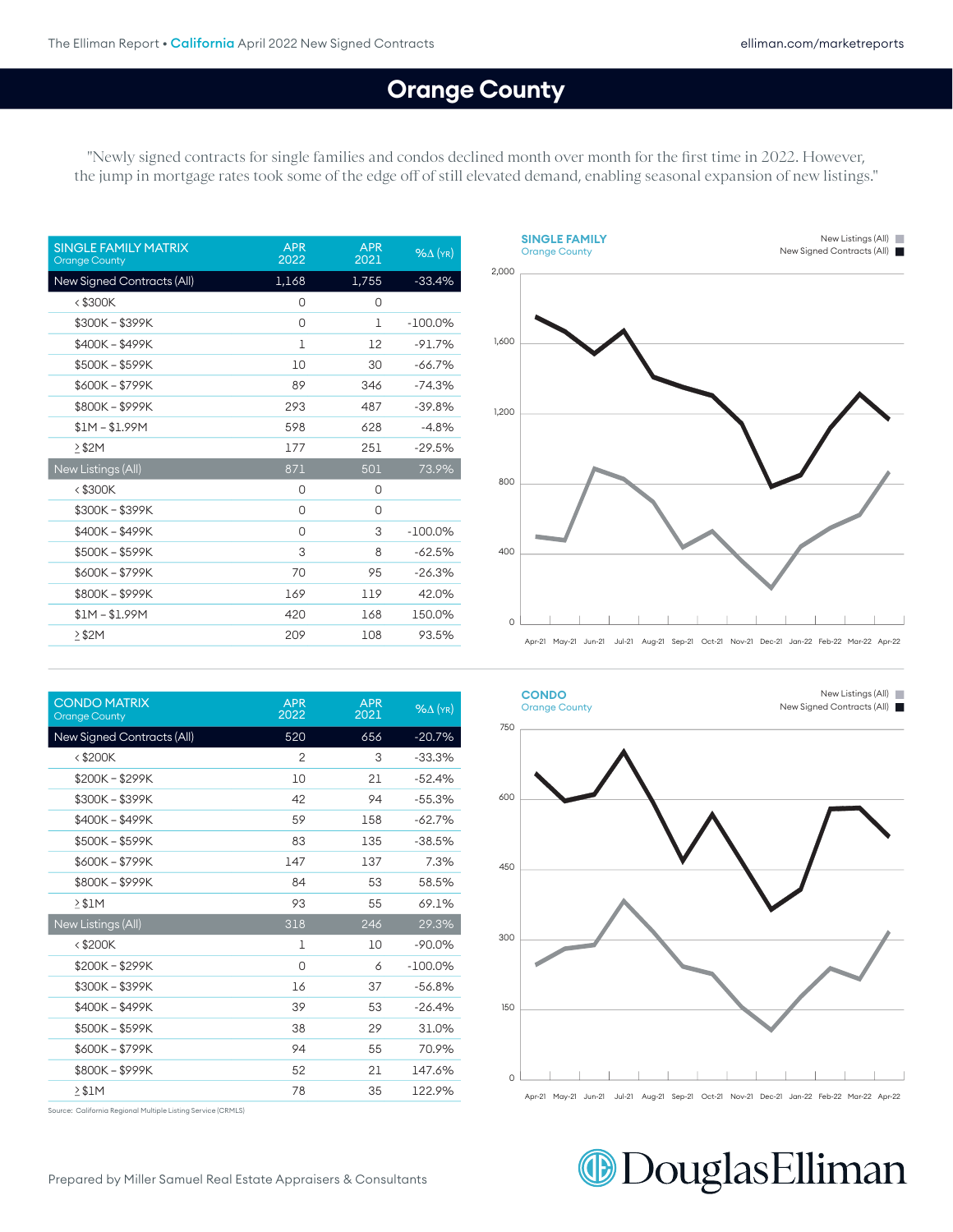# Orange County

"Newly signed contracts for single families and condos declined month over month for the first time in 2022. However, the jump in mortgage rates took some of the edge off of still elevated demand, enabling seasonal expansion of new listings."

| SINGLE FAMILY MATRIX Orange County | APR 2022 | APR 2021 | %Δ (YR) |
|---|---|---|---|
| New Signed Contracts (All) | 1,168 | 1,755 | -33.4% |
| < $300K | 0 | 0 | |
| $300K – $399K | 0 | 1 | -100.0% |
| $400K – $499K | 1 | 12 | -91.7% |
| $500K – $599K | 10 | 30 | -66.7% |
| $600K – $799K | 89 | 346 | -74.3% |
| $800K – $999K | 293 | 487 | -39.8% |
| $1M – $1.99M | 598 | 628 | -4.8% |
| ≥ $2M | 177 | 251 | -29.5% |
| New Listings (All) | 871 | 501 | 73.9% |
| < $300K | 0 | 0 | |
| $300K – $399K | 0 | 0 | |
| $400K – $499K | 0 | 3 | -100.0% |
| $500K – $599K | 3 | 8 | -62.5% |
| $600K – $799K | 70 | 95 | -26.3% |
| $800K – $999K | 169 | 119 | 42.0% |
| $1M – $1.99M | 420 | 168 | 150.0% |
| ≥ $2M | 209 | 108 | 93.5% |

**SINGLE FAMILY**
Orange County

New Listings (All) / New Signed Contracts (All)

| CONDO MATRIX Orange County | APR 2022 | APR 2021 | %Δ (YR) |
|---|---|---|---|
| New Signed Contracts (All) | 520 | 656 | -20.7% |
| < $200K | 2 | 3 | -33.3% |
| $200K – $299K | 10 | 21 | -52.4% |
| $300K – $399K | 42 | 94 | -55.3% |
| $400K – $499K | 59 | 158 | -62.7% |
| $500K – $599K | 83 | 135 | -38.5% |
| $600K – $799K | 147 | 137 | 7.3% |
| $800K – $999K | 84 | 53 | 58.5% |
| ≥ $1M | 93 | 55 | 69.1% |
| New Listings (All) | 318 | 246 | 29.3% |
| < $200K | 1 | 10 | -90.0% |
| $200K – $299K | 0 | 6 | -100.0% |
| $300K – $399K | 16 | 37 | -56.8% |
| $400K – $499K | 39 | 53 | -26.4% |
| $500K – $599K | 38 | 29 | 31.0% |
| $600K – $799K | 94 | 55 | 70.9% |
| $800K – $999K | 52 | 21 | 147.6% |
| ≥ $1M | 78 | 35 | 122.9% |

Source: California Regional Multiple Listing Service (CRMLS)

**CONDO**
Orange County

New Listings (All) / New Signed Contracts (All)

Prepared by Miller Samuel Real Estate Appraisers & Consultants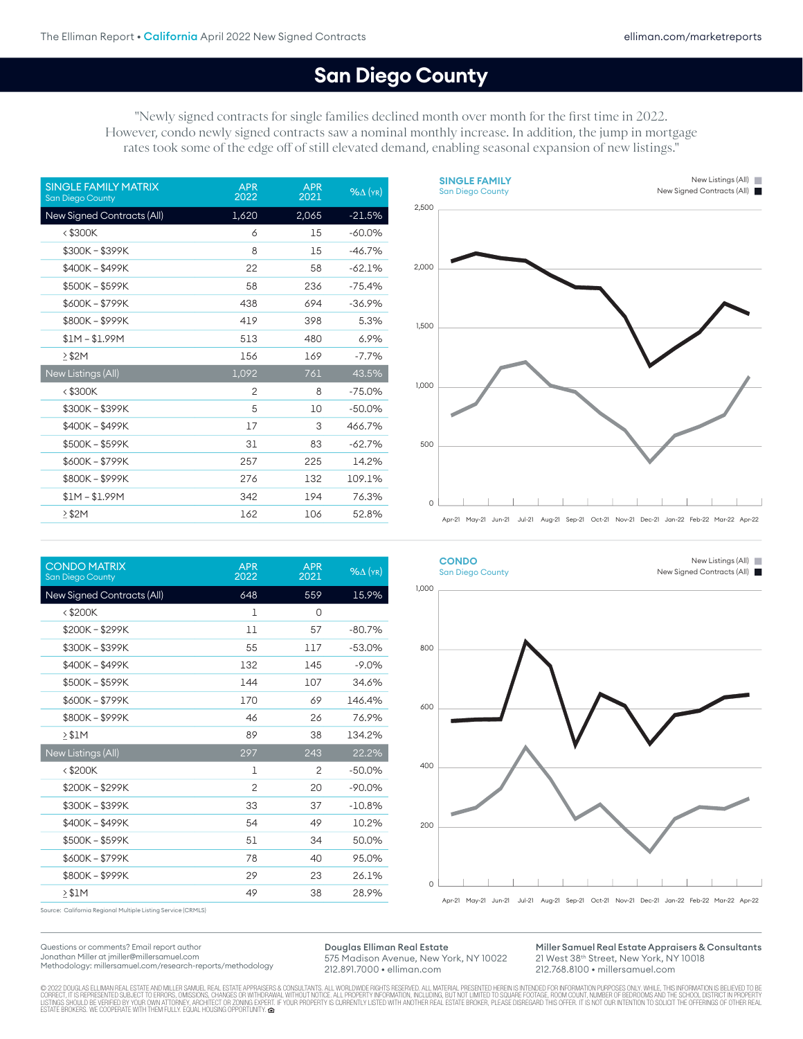# San Diego County

"Newly signed contracts for single families declined month over month for the first time in 2022. However, condo newly signed contracts saw a nominal monthly increase. In addition, the jump in mortgage rates took some of the edge off of still elevated demand, enabling seasonal expansion of new listings."

| SINGLE FAMILY MATRIX San Diego County | APR 2022 | APR 2021 | %Δ (YR) |
|---|---|---|---|
| New Signed Contracts (All) | 1,620 | 2,065 | -21.5% |
| < $300K | 6 | 15 | -60.0% |
| $300K – $399K | 8 | 15 | -46.7% |
| $400K – $499K | 22 | 58 | -62.1% |
| $500K – $599K | 58 | 236 | -75.4% |
| $600K – $799K | 438 | 694 | -36.9% |
| $800K – $999K | 419 | 398 | 5.3% |
| $1M – $1.99M | 513 | 480 | 6.9% |
| ≥ $2M | 156 | 169 | -7.7% |
| New Listings (All) | 1,092 | 761 | 43.5% |
| < $300K | 2 | 8 | -75.0% |
| $300K – $399K | 5 | 10 | -50.0% |
| $400K – $499K | 17 | 3 | 466.7% |
| $500K – $599K | 31 | 83 | -62.7% |
| $600K – $799K | 257 | 225 | 14.2% |
| $800K – $999K | 276 | 132 | 109.1% |
| $1M – $1.99M | 342 | 194 | 76.3% |
| ≥ $2M | 162 | 106 | 52.8% |

SINGLE FAMILY
San Diego County
New Listings (All)
New Signed Contracts (All)
2,500
2,000
1,500
1,000
500
0
Apr-21 May-21 Jun-21 Jul-21 Aug-21 Sep-21 Oct-21 Nov-21 Dec-21 Jan-22 Feb-22 Mar-22 Apr-22

| CONDO MATRIX San Diego County | APR 2022 | APR 2021 | %Δ (YR) |
|---|---|---|---|
| New Signed Contracts (All) | 648 | 559 | 15.9% |
| < $200K | 1 | 0 | |
| $200K – $299K | 11 | 57 | -80.7% |
| $300K – $399K | 55 | 117 | -53.0% |
| $400K – $499K | 132 | 145 | -9.0% |
| $500K – $599K | 144 | 107 | 34.6% |
| $600K – $799K | 170 | 69 | 146.4% |
| $800K – $999K | 46 | 26 | 76.9% |
| ≥ $1M | 89 | 38 | 134.2% |
| New Listings (All) | 297 | 243 | 22.2% |
| < $200K | 1 | 2 | -50.0% |
| $200K – $299K | 2 | 20 | -90.0% |
| $300K – $399K | 33 | 37 | -10.8% |
| $400K – $499K | 54 | 49 | 10.2% |
| $500K – $599K | 51 | 34 | 50.0% |
| $600K – $799K | 78 | 40 | 95.0% |
| $800K – $999K | 29 | 23 | 26.1% |
| ≥ $1M | 49 | 38 | 28.9% |

CONDO
San Diego County
New Listings (All)
New Signed Contracts (All)
1,000
800
600
400
200
0
Apr-21 May-21 Jun-21 Jul-21 Aug-21 Sep-21 Oct-21 Nov-21 Dec-21 Jan-22 Feb-22 Mar-22 Apr-22

Source: California Regional Multiple Listing Service (CRMLS)

Questions or comments? Email report author
Jonathan Miller at jmiller@millersamuel.com
Methodology: millersamuel.com/research-reports/methodology

**Douglas Elliman Real Estate**
575 Madison Avenue, New York, NY 10022
212.891.7000 • elliman.com

**Miller Samuel Real Estate Appraisers & Consultants**
21 West 38th Street, New York, NY 10018
212.768.8100 • millersamuel.com

© 2022 DOUGLAS ELLIMAN REAL ESTATE AND MILLER SAMUEL REAL ESTATE APPRAISERS & CONSULTANTS. ALL WORLDWIDE RIGHTS RESERVED. ALL MATERIAL PRESENTED HEREIN IS INTENDED FOR INFORMATION PURPOSES ONLY. WHILE, THIS INFORMATION IS BELIEVED TO BE CORRECT, IT IS REPRESENTED SUBJECT TO ERRORS, OMISSIONS, CHANGES OR WITHDRAWAL WITHOUT NOTICE. ALL PROPERTY INFORMATION, INCLUDING, BUT NOT LIMITED TO SQUARE FOOTAGE, ROOM COUNT, NUMBER OF BEDROOMS AND THE SCHOOL DISTRICT IN PROPERTY LISTINGS SHOULD BE VERIFIED BY YOUR OWN ATTORNEY, ARCHITECT OR ZONING EXPERT. IF YOUR PROPERTY IS CURRENTLY LISTED WITH ANOTHER REAL ESTATE BROKER, PLEASE DISREGARD THIS OFFER. IT IS NOT OUR INTENTION TO SOLICIT THE OFFERINGS OF OTHER REAL ESTATE BROKERS. WE COOPERATE WITH THEM FULLY. EQUAL HOUSING OPPORTUNITY.